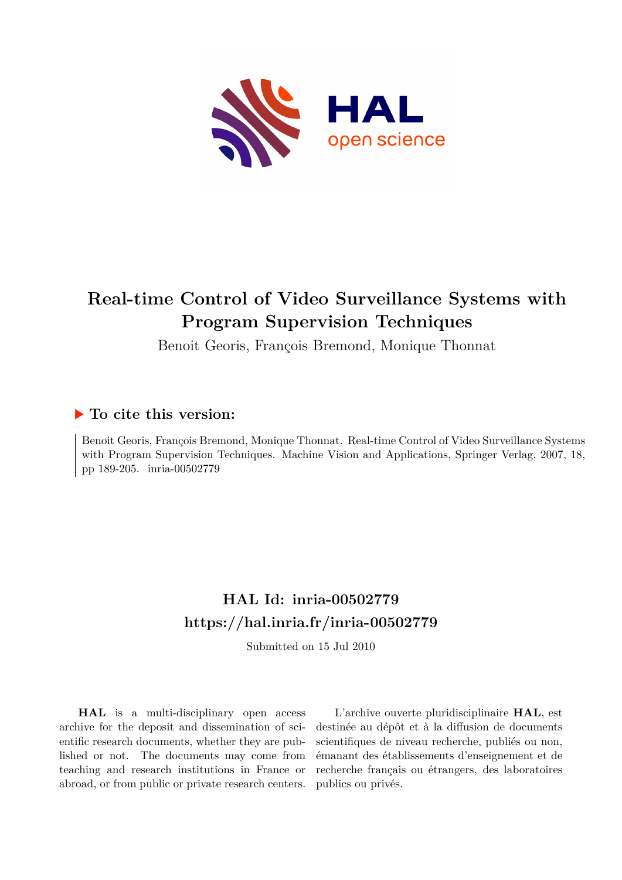# Real-time Control of Video Surveillance Systems with Program Supervision Techniques

Benoit Georis, François Bremond, Monique Thonnat

## ▶ To cite this version:

Benoit Georis, François Bremond, Monique Thonnat. Real-time Control of Video Surveillance Systems with Program Supervision Techniques. Machine Vision and Applications, Springer Verlag, 2007, 18, pp 189-205. inria-00502779

## HAL Id: inria-00502779

## https://hal.inria.fr/inria-00502779

Submitted on 15 Jul 2010

**HAL** is a multi-disciplinary open access archive for the deposit and dissemination of scientific research documents, whether they are published or not. The documents may come from teaching and research institutions in France or abroad, or from public or private research centers.

L'archive ouverte pluridisciplinaire **HAL**, est destinée au dépôt et à la diffusion de documents scientifiques de niveau recherche, publiés ou non, émanant des établissements d'enseignement et de recherche français ou étrangers, des laboratoires publics ou privés.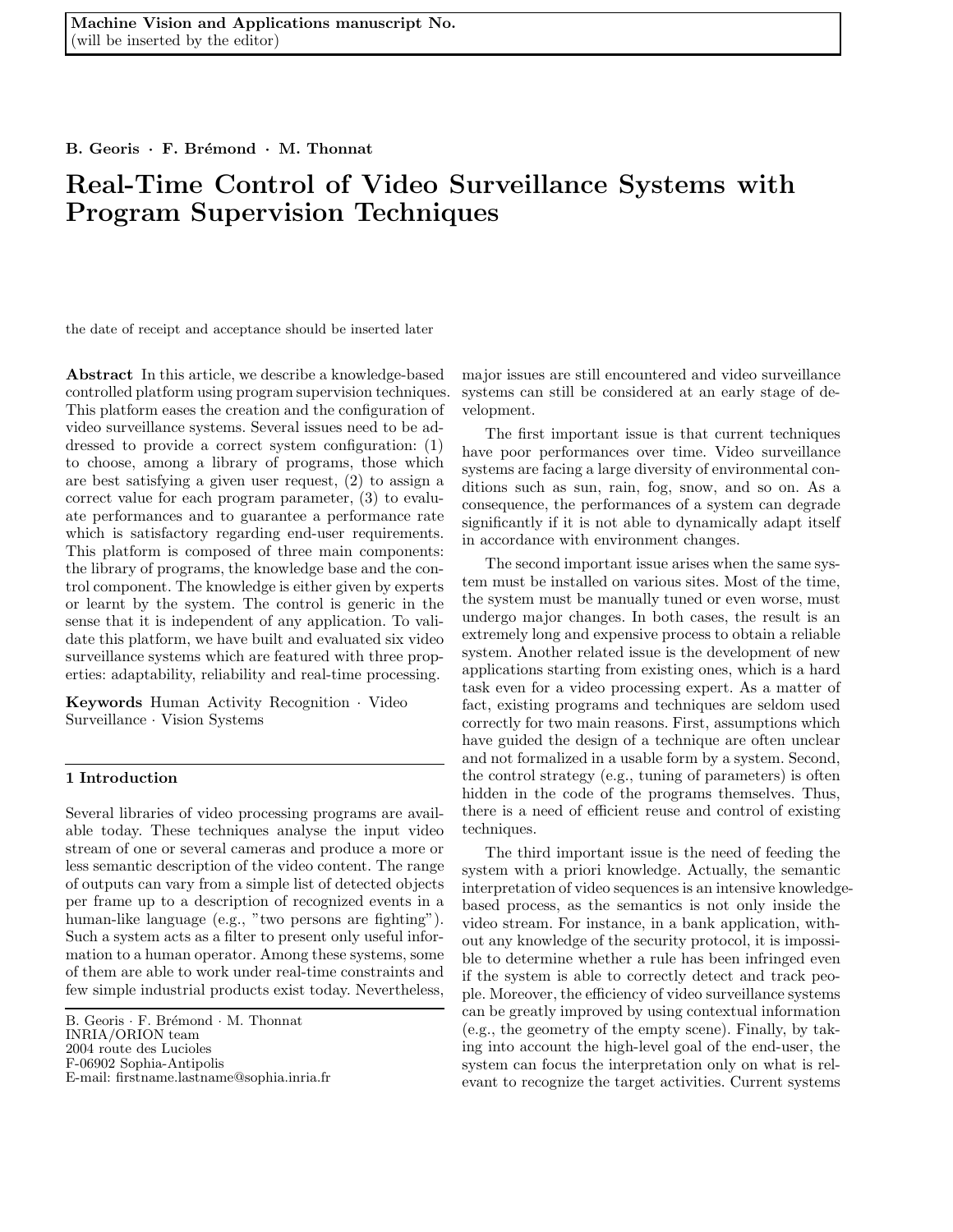Machine Vision and Applications manuscript No.
(will be inserted by the editor)

**B. Georis · F. Brémond · M. Thonnat**

# Real-Time Control of Video Surveillance Systems with Program Supervision Techniques

the date of receipt and acceptance should be inserted later

**Abstract** In this article, we describe a knowledge-based controlled platform using program supervision techniques. This platform eases the creation and the configuration of video surveillance systems. Several issues need to be addressed to provide a correct system configuration: (1) to choose, among a library of programs, those which are best satisfying a given user request, (2) to assign a correct value for each program parameter, (3) to evaluate performances and to guarantee a performance rate which is satisfactory regarding end-user requirements. This platform is composed of three main components: the library of programs, the knowledge base and the control component. The knowledge is either given by experts or learnt by the system. The control is generic in the sense that it is independent of any application. To validate this platform, we have built and evaluated six video surveillance systems which are featured with three properties: adaptability, reliability and real-time processing.

**Keywords** Human Activity Recognition · Video Surveillance · Vision Systems

## 1 Introduction

Several libraries of video processing programs are available today. These techniques analyse the input video stream of one or several cameras and produce a more or less semantic description of the video content. The range of outputs can vary from a simple list of detected objects per frame up to a description of recognized events in a human-like language (e.g., "two persons are fighting"). Such a system acts as a filter to present only useful information to a human operator. Among these systems, some of them are able to work under real-time constraints and few simple industrial products exist today. Nevertheless, major issues are still encountered and video surveillance systems can still be considered at an early stage of development.

The first important issue is that current techniques have poor performances over time. Video surveillance systems are facing a large diversity of environmental conditions such as sun, rain, fog, snow, and so on. As a consequence, the performances of a system can degrade significantly if it is not able to dynamically adapt itself in accordance with environment changes.

The second important issue arises when the same system must be installed on various sites. Most of the time, the system must be manually tuned or even worse, must undergo major changes. In both cases, the result is an extremely long and expensive process to obtain a reliable system. Another related issue is the development of new applications starting from existing ones, which is a hard task even for a video processing expert. As a matter of fact, existing programs and techniques are seldom used correctly for two main reasons. First, assumptions which have guided the design of a technique are often unclear and not formalized in a usable form by a system. Second, the control strategy (e.g., tuning of parameters) is often hidden in the code of the programs themselves. Thus, there is a need of efficient reuse and control of existing techniques.

The third important issue is the need of feeding the system with a priori knowledge. Actually, the semantic interpretation of video sequences is an intensive knowledge-based process, as the semantics is not only inside the video stream. For instance, in a bank application, without any knowledge of the security protocol, it is impossible to determine whether a rule has been infringed even if the system is able to correctly detect and track people. Moreover, the efficiency of video surveillance systems can be greatly improved by using contextual information (e.g., the geometry of the empty scene). Finally, by taking into account the high-level goal of the end-user, the system can focus the interpretation only on what is relevant to recognize the target activities. Current systems

---

B. Georis · F. Brémond · M. Thonnat
INRIA/ORION team
2004 route des Lucioles
F-06902 Sophia-Antipolis
E-mail: firstname.lastname@sophia.inria.fr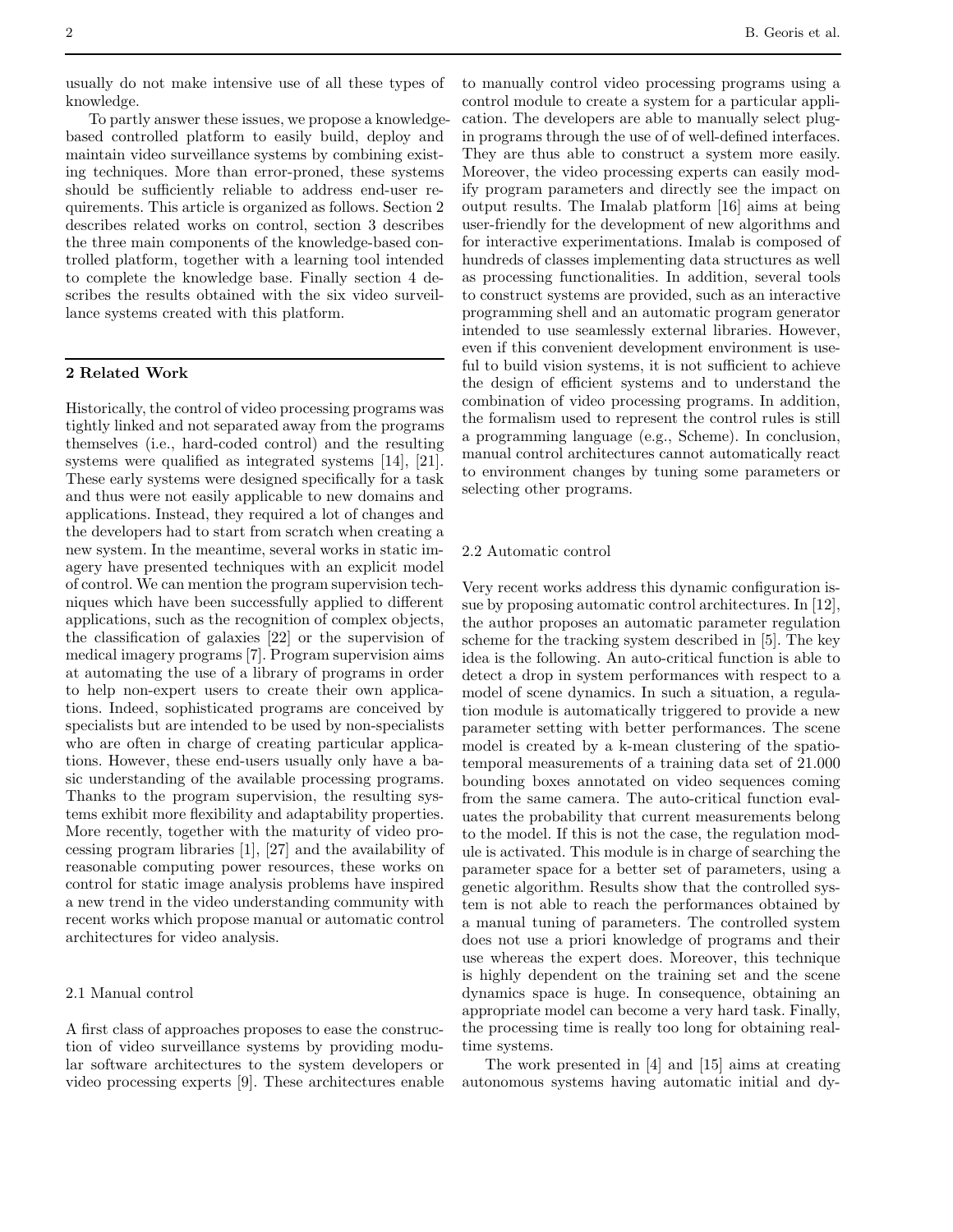usually do not make intensive use of all these types of knowledge.

To partly answer these issues, we propose a knowledge-based controlled platform to easily build, deploy and maintain video surveillance systems by combining existing techniques. More than error-proned, these systems should be sufficiently reliable to address end-user requirements. This article is organized as follows. Section 2 describes related works on control, section 3 describes the three main components of the knowledge-based controlled platform, together with a learning tool intended to complete the knowledge base. Finally section 4 describes the results obtained with the six video surveillance systems created with this platform.

## 2 Related Work

Historically, the control of video processing programs was tightly linked and not separated away from the programs themselves (i.e., hard-coded control) and the resulting systems were qualified as integrated systems [14], [21]. These early systems were designed specifically for a task and thus were not easily applicable to new domains and applications. Instead, they required a lot of changes and the developers had to start from scratch when creating a new system. In the meantime, several works in static imagery have presented techniques with an explicit model of control. We can mention the program supervision techniques which have been successfully applied to different applications, such as the recognition of complex objects, the classification of galaxies [22] or the supervision of medical imagery programs [7]. Program supervision aims at automating the use of a library of programs in order to help non-expert users to create their own applications. Indeed, sophisticated programs are conceived by specialists but are intended to be used by non-specialists who are often in charge of creating particular applications. However, these end-users usually only have a basic understanding of the available processing programs. Thanks to the program supervision, the resulting systems exhibit more flexibility and adaptability properties. More recently, together with the maturity of video processing program libraries [1], [27] and the availability of reasonable computing power resources, these works on control for static image analysis problems have inspired a new trend in the video understanding community with recent works which propose manual or automatic control architectures for video analysis.

### 2.1 Manual control

A first class of approaches proposes to ease the construction of video surveillance systems by providing modular software architectures to the system developers or video processing experts [9]. These architectures enable to manually control video processing programs using a control module to create a system for a particular application. The developers are able to manually select plug-in programs through the use of of well-defined interfaces. They are thus able to construct a system more easily. Moreover, the video processing experts can easily modify program parameters and directly see the impact on output results. The Imalab platform [16] aims at being user-friendly for the development of new algorithms and for interactive experimentations. Imalab is composed of hundreds of classes implementing data structures as well as processing functionalities. In addition, several tools to construct systems are provided, such as an interactive programming shell and an automatic program generator intended to use seamlessly external libraries. However, even if this convenient development environment is useful to build vision systems, it is not sufficient to achieve the design of efficient systems and to understand the combination of video processing programs. In addition, the formalism used to represent the control rules is still a programming language (e.g., Scheme). In conclusion, manual control architectures cannot automatically react to environment changes by tuning some parameters or selecting other programs.

### 2.2 Automatic control

Very recent works address this dynamic configuration issue by proposing automatic control architectures. In [12], the author proposes an automatic parameter regulation scheme for the tracking system described in [5]. The key idea is the following. An auto-critical function is able to detect a drop in system performances with respect to a model of scene dynamics. In such a situation, a regulation module is automatically triggered to provide a new parameter setting with better performances. The scene model is created by a k-mean clustering of the spatio-temporal measurements of a training data set of 21.000 bounding boxes annotated on video sequences coming from the same camera. The auto-critical function evaluates the probability that current measurements belong to the model. If this is not the case, the regulation module is activated. This module is in charge of searching the parameter space for a better set of parameters, using a genetic algorithm. Results show that the controlled system is not able to reach the performances obtained by a manual tuning of parameters. The controlled system does not use a priori knowledge of programs and their use whereas the expert does. Moreover, this technique is highly dependent on the training set and the scene dynamics space is huge. In consequence, obtaining an appropriate model can become a very hard task. Finally, the processing time is really too long for obtaining real-time systems.

The work presented in [4] and [15] aims at creating autonomous systems having automatic initial and dy-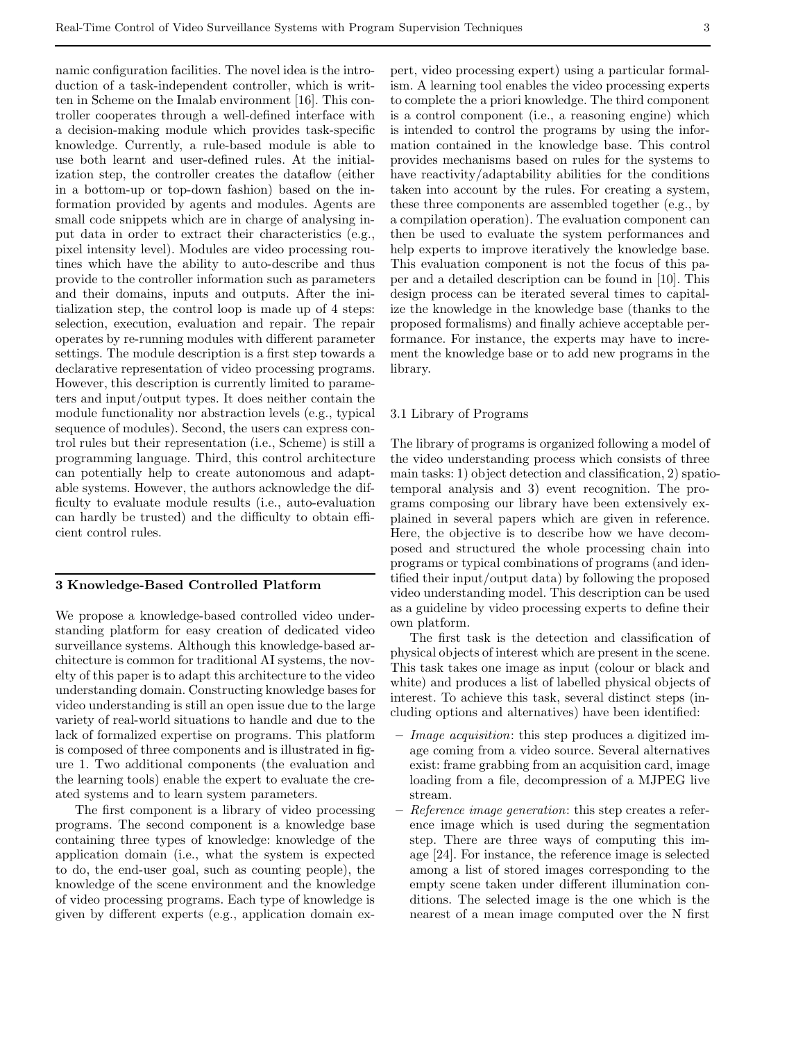namic configuration facilities. The novel idea is the introduction of a task-independent controller, which is written in Scheme on the Imalab environment [16]. This controller cooperates through a well-defined interface with a decision-making module which provides task-specific knowledge. Currently, a rule-based module is able to use both learnt and user-defined rules. At the initialization step, the controller creates the dataflow (either in a bottom-up or top-down fashion) based on the information provided by agents and modules. Agents are small code snippets which are in charge of analysing input data in order to extract their characteristics (e.g., pixel intensity level). Modules are video processing routines which have the ability to auto-describe and thus provide to the controller information such as parameters and their domains, inputs and outputs. After the initialization step, the control loop is made up of 4 steps: selection, execution, evaluation and repair. The repair operates by re-running modules with different parameter settings. The module description is a first step towards a declarative representation of video processing programs. However, this description is currently limited to parameters and input/output types. It does neither contain the module functionality nor abstraction levels (e.g., typical sequence of modules). Second, the users can express control rules but their representation (i.e., Scheme) is still a programming language. Third, this control architecture can potentially help to create autonomous and adaptable systems. However, the authors acknowledge the difficulty to evaluate module results (i.e., auto-evaluation can hardly be trusted) and the difficulty to obtain efficient control rules.

## 3 Knowledge-Based Controlled Platform

We propose a knowledge-based controlled video understanding platform for easy creation of dedicated video surveillance systems. Although this knowledge-based architecture is common for traditional AI systems, the novelty of this paper is to adapt this architecture to the video understanding domain. Constructing knowledge bases for video understanding is still an open issue due to the large variety of real-world situations to handle and due to the lack of formalized expertise on programs. This platform is composed of three components and is illustrated in figure 1. Two additional components (the evaluation and the learning tools) enable the expert to evaluate the created systems and to learn system parameters.

The first component is a library of video processing programs. The second component is a knowledge base containing three types of knowledge: knowledge of the application domain (i.e., what the system is expected to do, the end-user goal, such as counting people), the knowledge of the scene environment and the knowledge of video processing programs. Each type of knowledge is given by different experts (e.g., application domain expert, video processing expert) using a particular formalism. A learning tool enables the video processing experts to complete the a priori knowledge. The third component is a control component (i.e., a reasoning engine) which is intended to control the programs by using the information contained in the knowledge base. This control provides mechanisms based on rules for the systems to have reactivity/adaptability abilities for the conditions taken into account by the rules. For creating a system, these three components are assembled together (e.g., by a compilation operation). The evaluation component can then be used to evaluate the system performances and help experts to improve iteratively the knowledge base. This evaluation component is not the focus of this paper and a detailed description can be found in [10]. This design process can be iterated several times to capitalize the knowledge in the knowledge base (thanks to the proposed formalisms) and finally achieve acceptable performance. For instance, the experts may have to increment the knowledge base or to add new programs in the library.

### 3.1 Library of Programs

The library of programs is organized following a model of the video understanding process which consists of three main tasks: 1) object detection and classification, 2) spatio-temporal analysis and 3) event recognition. The programs composing our library have been extensively explained in several papers which are given in reference. Here, the objective is to describe how we have decomposed and structured the whole processing chain into programs or typical combinations of programs (and identified their input/output data) by following the proposed video understanding model. This description can be used as a guideline by video processing experts to define their own platform.

The first task is the detection and classification of physical objects of interest which are present in the scene. This task takes one image as input (colour or black and white) and produces a list of labelled physical objects of interest. To achieve this task, several distinct steps (including options and alternatives) have been identified:

- *Image acquisition*: this step produces a digitized image coming from a video source. Several alternatives exist: frame grabbing from an acquisition card, image loading from a file, decompression of a MJPEG live stream.
- *Reference image generation*: this step creates a reference image which is used during the segmentation step. There are three ways of computing this image [24]. For instance, the reference image is selected among a list of stored images corresponding to the empty scene taken under different illumination conditions. The selected image is the one which is the nearest of a mean image computed over the N first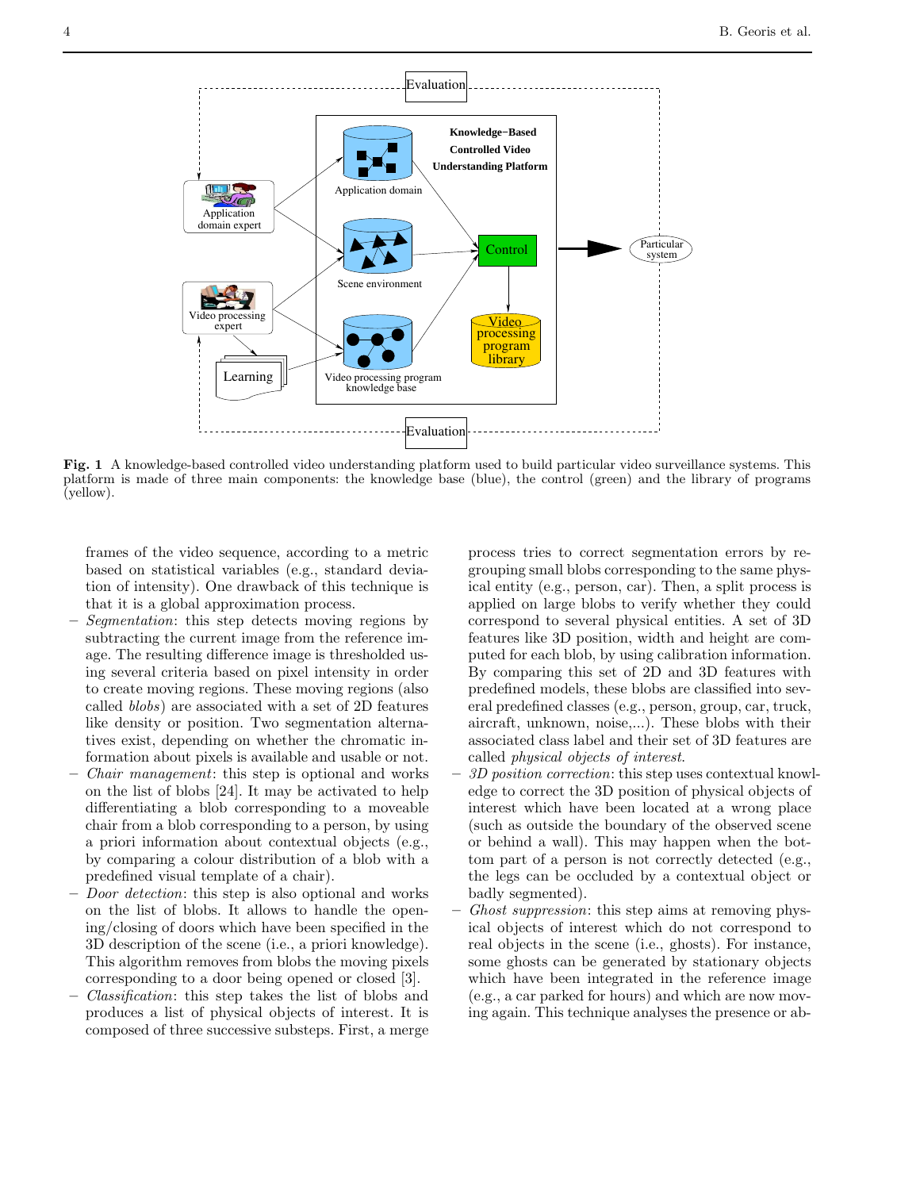**Fig. 1** A knowledge-based controlled video understanding platform used to build particular video surveillance systems. This platform is made of three main components: the knowledge base (blue), the control (green) and the library of programs (yellow).

frames of the video sequence, according to a metric based on statistical variables (e.g., standard deviation of intensity). One drawback of this technique is that it is a global approximation process.

- *Segmentation*: this step detects moving regions by subtracting the current image from the reference image. The resulting difference image is thresholded using several criteria based on pixel intensity in order to create moving regions. These moving regions (also called *blobs*) are associated with a set of 2D features like density or position. Two segmentation alternatives exist, depending on whether the chromatic information about pixels is available and usable or not.
- *Chair management*: this step is optional and works on the list of blobs [24]. It may be activated to help differentiating a blob corresponding to a moveable chair from a blob corresponding to a person, by using a priori information about contextual objects (e.g., by comparing a colour distribution of a blob with a predefined visual template of a chair).
- *Door detection*: this step is also optional and works on the list of blobs. It allows to handle the opening/closing of doors which have been specified in the 3D description of the scene (i.e., a priori knowledge). This algorithm removes from blobs the moving pixels corresponding to a door being opened or closed [3].
- *Classification*: this step takes the list of blobs and produces a list of physical objects of interest. It is composed of three successive substeps. First, a merge process tries to correct segmentation errors by regrouping small blobs corresponding to the same physical entity (e.g., person, car). Then, a split process is applied on large blobs to verify whether they could correspond to several physical entities. A set of 3D features like 3D position, width and height are computed for each blob, by using calibration information. By comparing this set of 2D and 3D features with predefined models, these blobs are classified into several predefined classes (e.g., person, group, car, truck, aircraft, unknown, noise,...). These blobs with their associated class label and their set of 3D features are called *physical objects of interest*.
- *3D position correction*: this step uses contextual knowledge to correct the 3D position of physical objects of interest which have been located at a wrong place (such as outside the boundary of the observed scene or behind a wall). This may happen when the bottom part of a person is not correctly detected (e.g., the legs can be occluded by a contextual object or badly segmented).
- *Ghost suppression*: this step aims at removing physical objects of interest which do not correspond to real objects in the scene (i.e., ghosts). For instance, some ghosts can be generated by stationary objects which have been integrated in the reference image (e.g., a car parked for hours) and which are now moving again. This technique analyses the presence or ab-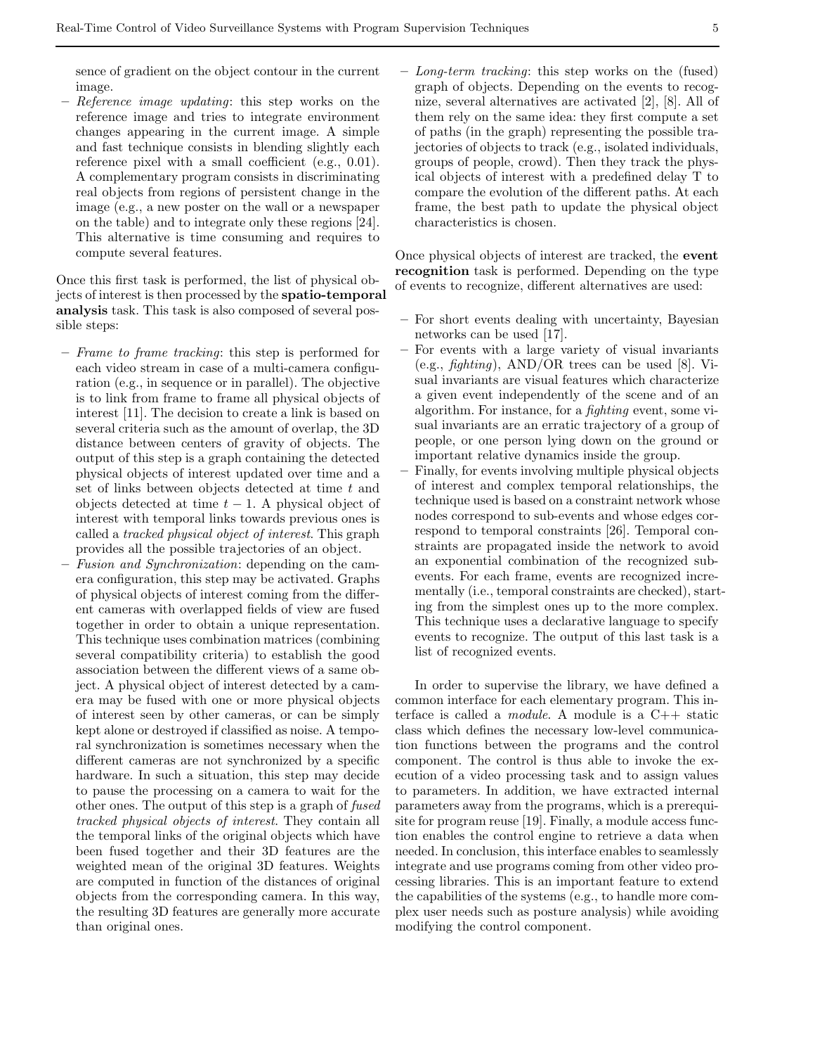sence of gradient on the object contour in the current image.

- *Reference image updating*: this step works on the reference image and tries to integrate environment changes appearing in the current image. A simple and fast technique consists in blending slightly each reference pixel with a small coefficient (e.g., 0.01). A complementary program consists in discriminating real objects from regions of persistent change in the image (e.g., a new poster on the wall or a newspaper on the table) and to integrate only these regions [24]. This alternative is time consuming and requires to compute several features.

Once this first task is performed, the list of physical objects of interest is then processed by the **spatio-temporal analysis** task. This task is also composed of several possible steps:

- *Frame to frame tracking*: this step is performed for each video stream in case of a multi-camera configuration (e.g., in sequence or in parallel). The objective is to link from frame to frame all physical objects of interest [11]. The decision to create a link is based on several criteria such as the amount of overlap, the 3D distance between centers of gravity of objects. The output of this step is a graph containing the detected physical objects of interest updated over time and a set of links between objects detected at time $t$ and objects detected at time $t-1$. A physical object of interest with temporal links towards previous ones is called a *tracked physical object of interest*. This graph provides all the possible trajectories of an object.
- *Fusion and Synchronization*: depending on the camera configuration, this step may be activated. Graphs of physical objects of interest coming from the different cameras with overlapped fields of view are fused together in order to obtain a unique representation. This technique uses combination matrices (combining several compatibility criteria) to establish the good association between the different views of a same object. A physical object of interest detected by a camera may be fused with one or more physical objects of interest seen by other cameras, or can be simply kept alone or destroyed if classified as noise. A temporal synchronization is sometimes necessary when the different cameras are not synchronized by a specific hardware. In such a situation, this step may decide to pause the processing on a camera to wait for the other ones. The output of this step is a graph of *fused tracked physical objects of interest*. They contain all the temporal links of the original objects which have been fused together and their 3D features are the weighted mean of the original 3D features. Weights are computed in function of the distances of original objects from the corresponding camera. In this way, the resulting 3D features are generally more accurate than original ones.
- *Long-term tracking*: this step works on the (fused) graph of objects. Depending on the events to recognize, several alternatives are activated [2], [8]. All of them rely on the same idea: they first compute a set of paths (in the graph) representing the possible trajectories of objects to track (e.g., isolated individuals, groups of people, crowd). Then they track the physical objects of interest with a predefined delay T to compare the evolution of the different paths. At each frame, the best path to update the physical object characteristics is chosen.

Once physical objects of interest are tracked, the **event recognition** task is performed. Depending on the type of events to recognize, different alternatives are used:

- For short events dealing with uncertainty, Bayesian networks can be used [17].
- For events with a large variety of visual invariants (e.g., *fighting*), AND/OR trees can be used [8]. Visual invariants are visual features which characterize a given event independently of the scene and of an algorithm. For instance, for a *fighting* event, some visual invariants are an erratic trajectory of a group of people, or one person lying down on the ground or important relative dynamics inside the group.
- Finally, for events involving multiple physical objects of interest and complex temporal relationships, the technique used is based on a constraint network whose nodes correspond to sub-events and whose edges correspond to temporal constraints [26]. Temporal constraints are propagated inside the network to avoid an exponential combination of the recognized sub-events. For each frame, events are recognized incrementally (i.e., temporal constraints are checked), starting from the simplest ones up to the more complex. This technique uses a declarative language to specify events to recognize. The output of this last task is a list of recognized events.

In order to supervise the library, we have defined a common interface for each elementary program. This interface is called a *module*. A module is a C++ static class which defines the necessary low-level communication functions between the programs and the control component. The control is thus able to invoke the execution of a video processing task and to assign values to parameters. In addition, we have extracted internal parameters away from the programs, which is a prerequisite for program reuse [19]. Finally, a module access function enables the control engine to retrieve a data when needed. In conclusion, this interface enables to seamlessly integrate and use programs coming from other video processing libraries. This is an important feature to extend the capabilities of the systems (e.g., to handle more complex user needs such as posture analysis) while avoiding modifying the control component.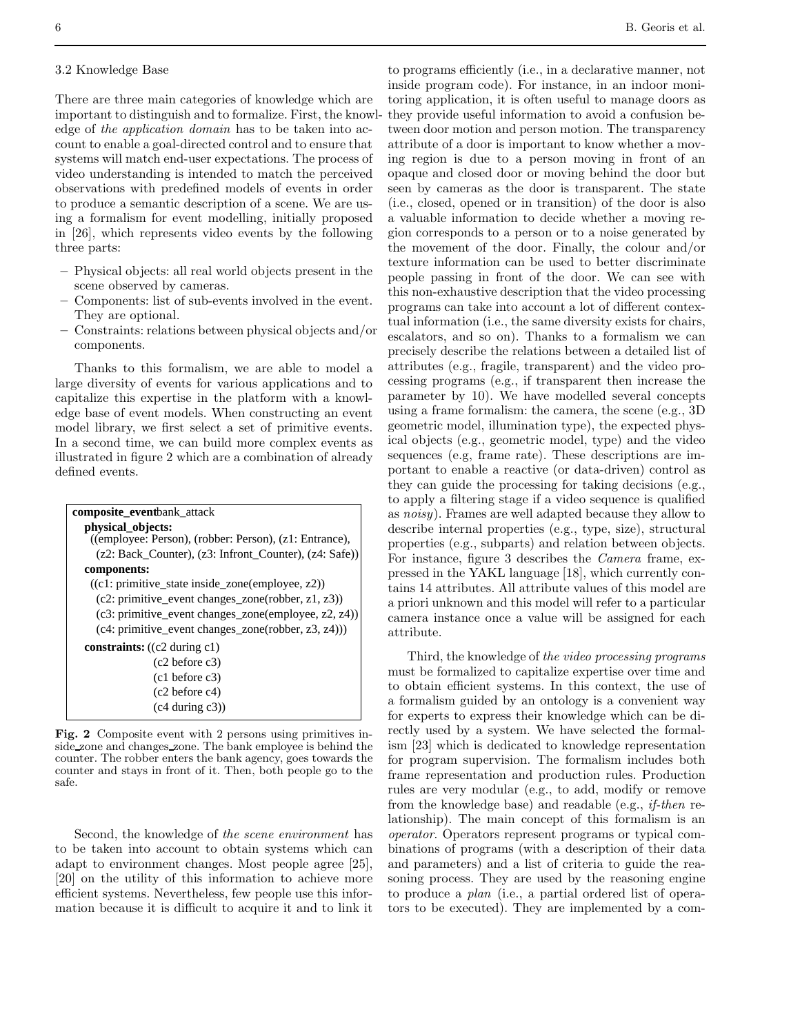### 3.2 Knowledge Base

There are three main categories of knowledge which are important to distinguish and to formalize. First, the knowledge of *the application domain* has to be taken into account to enable a goal-directed control and to ensure that systems will match end-user expectations. The process of video understanding is intended to match the perceived observations with predefined models of events in order to produce a semantic description of a scene. We are using a formalism for event modelling, initially proposed in [26], which represents video events by the following three parts:

– Physical objects: all real world objects present in the scene observed by cameras.
– Components: list of sub-events involved in the event. They are optional.
– Constraints: relations between physical objects and/or components.

Thanks to this formalism, we are able to model a large diversity of events for various applications and to capitalize this expertise in the platform with a knowledge base of event models. When constructing an event model library, we first select a set of primitive events. In a second time, we can build more complex events as illustrated in figure 2 which are a combination of already defined events.

```
composite_event bank_attack
  physical_objects:
   ((employee: Person), (robber: Person), (z1: Entrance),
    (z2: Back_Counter), (z3: Infront_Counter), (z4: Safe))
  components:
   ((c1: primitive_state inside_zone(employee, z2))
    (c2: primitive_event changes_zone(robber, z1, z3))
    (c3: primitive_event changes_zone(employee, z2, z4))
    (c4: primitive_event changes_zone(robber, z3, z4)))
  constraints: ((c2 during c1)
                (c2 before c3)
                (c1 before c3)
                (c2 before c4)
                (c4 during c3))
```

**Fig. 2** Composite event with 2 persons using primitives inside_zone and changes_zone. The bank employee is behind the counter. The robber enters the bank agency, goes towards the counter and stays in front of it. Then, both people go to the safe.

Second, the knowledge of *the scene environment* has to be taken into account to obtain systems which can adapt to environment changes. Most people agree [25], [20] on the utility of this information to achieve more efficient systems. Nevertheless, few people use this information because it is difficult to acquire it and to link it to programs efficiently (i.e., in a declarative manner, not inside program code). For instance, in an indoor monitoring application, it is often useful to manage doors as they provide useful information to avoid a confusion between door motion and person motion. The transparency attribute of a door is important to know whether a moving region is due to a person moving in front of an opaque and closed door or moving behind the door but seen by cameras as the door is transparent. The state (i.e., closed, opened or in transition) of the door is also a valuable information to decide whether a moving region corresponds to a person or to a noise generated by the movement of the door. Finally, the colour and/or texture information can be used to better discriminate people passing in front of the door. We can see with this non-exhaustive description that the video processing programs can take into account a lot of different contextual information (i.e., the same diversity exists for chairs, escalators, and so on). Thanks to a formalism we can precisely describe the relations between a detailed list of attributes (e.g., fragile, transparent) and the video processing programs (e.g., if transparent then increase the parameter by 10). We have modelled several concepts using a frame formalism: the camera, the scene (e.g., 3D geometric model, illumination type), the expected physical objects (e.g., geometric model, type) and the video sequences (e.g, frame rate). These descriptions are important to enable a reactive (or data-driven) control as they can guide the processing for taking decisions (e.g., to apply a filtering stage if a video sequence is qualified as *noisy*). Frames are well adapted because they allow to describe internal properties (e.g., type, size), structural properties (e.g., subparts) and relation between objects. For instance, figure 3 describes the *Camera* frame, expressed in the YAKL language [18], which currently contains 14 attributes. All attribute values of this model are a priori unknown and this model will refer to a particular camera instance once a value will be assigned for each attribute.

Third, the knowledge of *the video processing programs* must be formalized to capitalize expertise over time and to obtain efficient systems. In this context, the use of a formalism guided by an ontology is a convenient way for experts to express their knowledge which can be directly used by a system. We have selected the formalism [23] which is dedicated to knowledge representation for program supervision. The formalism includes both frame representation and production rules. Production rules are very modular (e.g., to add, modify or remove from the knowledge base) and readable (e.g., *if-then* relationship). The main concept of this formalism is an *operator*. Operators represent programs or typical combinations of programs (with a description of their data and parameters) and a list of criteria to guide the reasoning process. They are used by the reasoning engine to produce a *plan* (i.e., a partial ordered list of operators to be executed). They are implemented by a com-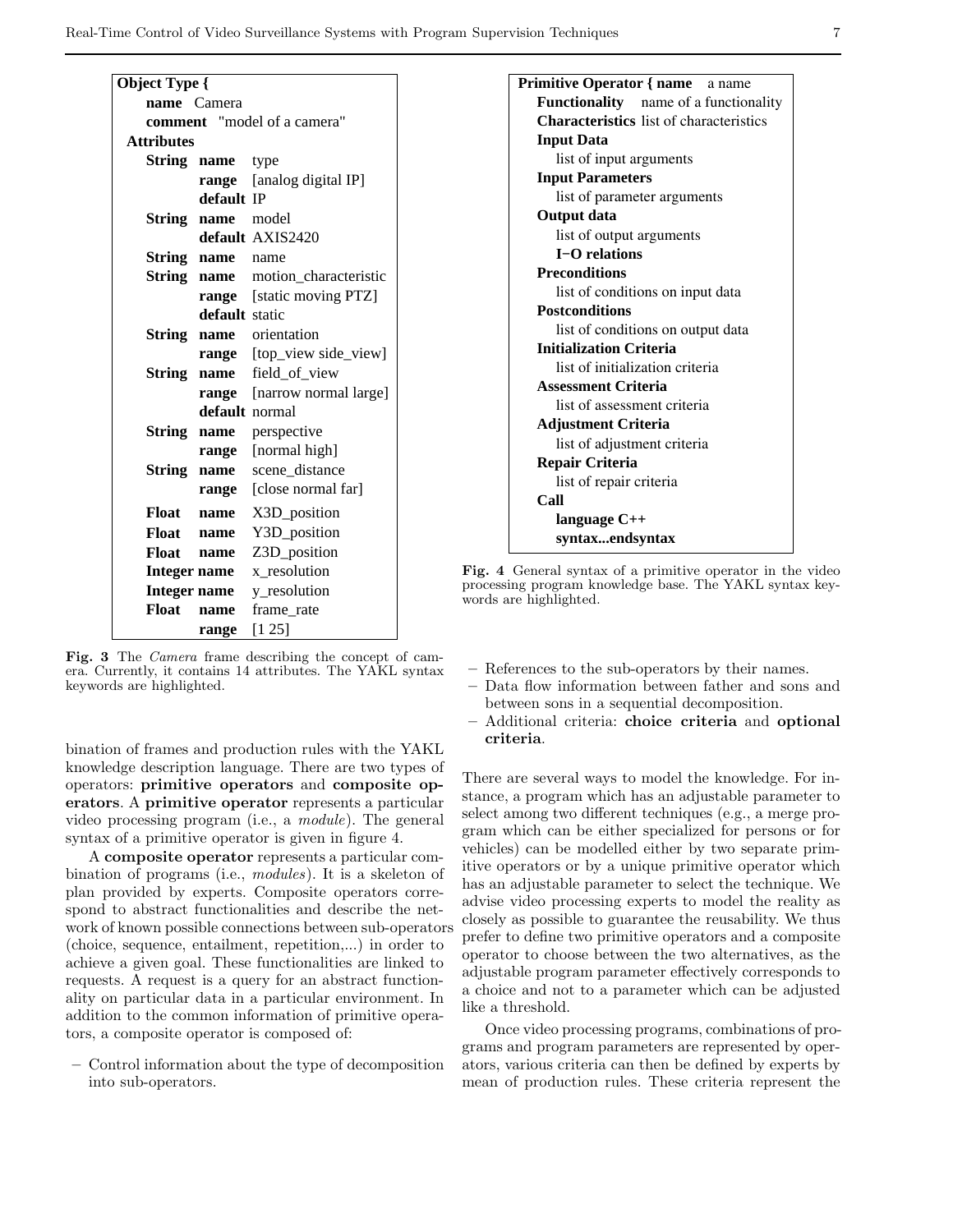```
Object Type {
    name  Camera
    comment  "model of a camera"
  Attributes
    String  name     type
            range    [analog digital IP]
            default  IP
    String  name     model
            default  AXIS2420
    String  name     name
    String  name     motion_characteristic
            range    [static moving PTZ]
            default  static
    String  name     orientation
            range    [top_view side_view]
    String  name     field_of_view
            range    [narrow normal large]
            default  normal
    String  name     perspective
            range    [normal high]
    String  name     scene_distance
            range    [close normal far]
    Float   name     X3D_position
    Float   name     Y3D_position
    Float   name     Z3D_position
    Integer name     x_resolution
    Integer name     y_resolution
    Float   name     frame_rate
            range    [1 25]
```

**Fig. 3** The *Camera* frame describing the concept of camera. Currently, it contains 14 attributes. The YAKL syntax keywords are highlighted.

```
Primitive Operator { name   a name
    Functionality    name of a functionality
    Characteristics  list of characteristics
    Input Data
        list of input arguments
    Input Parameters
        list of parameter arguments
    Output data
        list of output arguments
        I−O relations
    Preconditions
        list of conditions on input data
    Postconditions
        list of conditions on output data
    Initialization Criteria
        list of initialization criteria
    Assessment Criteria
        list of assessment criteria
    Adjustment Criteria
        list of adjustment criteria
    Repair Criteria
        list of repair criteria
    Call
        language C++
        syntax...endsyntax
```

**Fig. 4** General syntax of a primitive operator in the video processing program knowledge base. The YAKL syntax keywords are highlighted.

bination of frames and production rules with the YAKL knowledge description language. There are two types of operators: **primitive operators** and **composite operators**. A **primitive operator** represents a particular video processing program (i.e., a *module*). The general syntax of a primitive operator is given in figure 4.

A **composite operator** represents a particular combination of programs (i.e., *modules*). It is a skeleton of plan provided by experts. Composite operators correspond to abstract functionalities and describe the network of known possible connections between sub-operators (choice, sequence, entailment, repetition,...) in order to achieve a given goal. These functionalities are linked to requests. A request is a query for an abstract functionality on particular data in a particular environment. In addition to the common information of primitive operators, a composite operator is composed of:

- Control information about the type of decomposition into sub-operators.
- References to the sub-operators by their names.
- Data flow information between father and sons and between sons in a sequential decomposition.
- Additional criteria: **choice criteria** and **optional criteria**.

There are several ways to model the knowledge. For instance, a program which has an adjustable parameter to select among two different techniques (e.g., a merge program which can be either specialized for persons or for vehicles) can be modelled either by two separate primitive operators or by a unique primitive operator which has an adjustable parameter to select the technique. We advise video processing experts to model the reality as closely as possible to guarantee the reusability. We thus prefer to define two primitive operators and a composite operator to choose between the two alternatives, as the adjustable program parameter effectively corresponds to a choice and not to a parameter which can be adjusted like a threshold.

Once video processing programs, combinations of programs and program parameters are represented by operators, various criteria can then be defined by experts by mean of production rules. These criteria represent the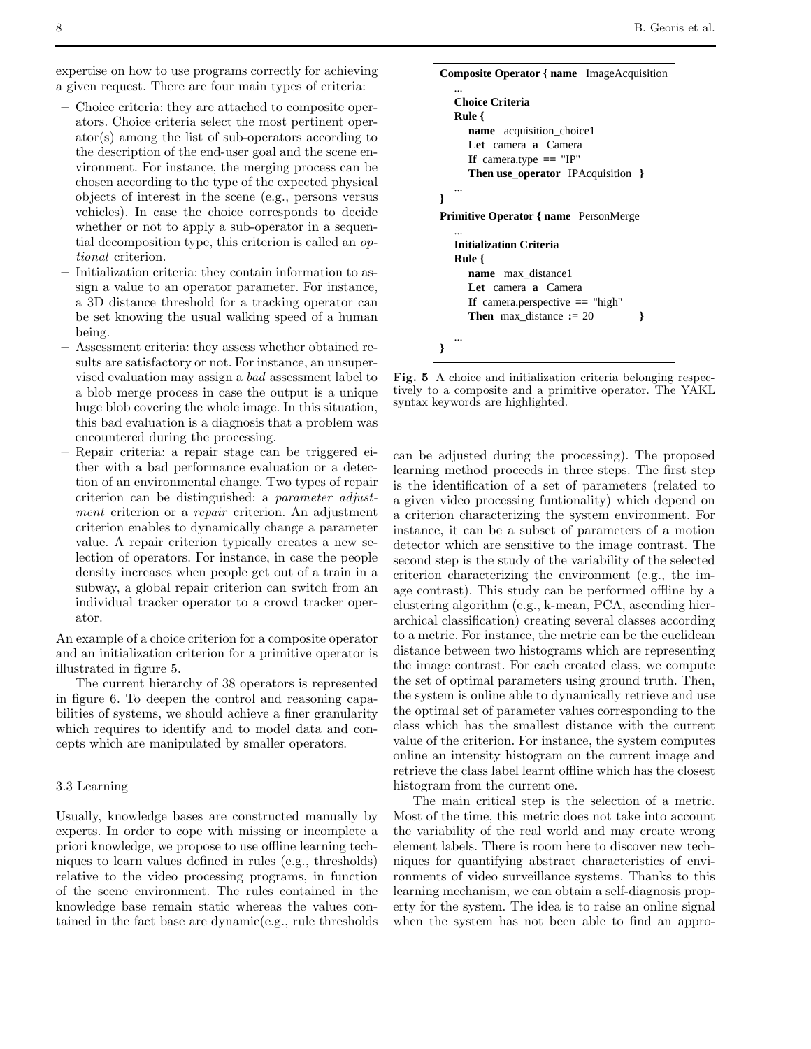expertise on how to use programs correctly for achieving a given request. There are four main types of criteria:

- Choice criteria: they are attached to composite operators. Choice criteria select the most pertinent operator(s) among the list of sub-operators according to the description of the end-user goal and the scene environment. For instance, the merging process can be chosen according to the type of the expected physical objects of interest in the scene (e.g., persons versus vehicles). In case the choice corresponds to decide whether or not to apply a sub-operator in a sequential decomposition type, this criterion is called an *optional* criterion.
- Initialization criteria: they contain information to assign a value to an operator parameter. For instance, a 3D distance threshold for a tracking operator can be set knowing the usual walking speed of a human being.
- Assessment criteria: they assess whether obtained results are satisfactory or not. For instance, an unsupervised evaluation may assign a *bad* assessment label to a blob merge process in case the output is a unique huge blob covering the whole image. In this situation, this bad evaluation is a diagnosis that a problem was encountered during the processing.
- Repair criteria: a repair stage can be triggered either with a bad performance evaluation or a detection of an environmental change. Two types of repair criterion can be distinguished: a *parameter adjustment* criterion or a *repair* criterion. An adjustment criterion enables to dynamically change a parameter value. A repair criterion typically creates a new selection of operators. For instance, in case the people density increases when people get out of a train in a subway, a global repair criterion can switch from an individual tracker operator to a crowd tracker operator.

An example of a choice criterion for a composite operator and an initialization criterion for a primitive operator is illustrated in figure 5.

The current hierarchy of 38 operators is represented in figure 6. To deepen the control and reasoning capabilities of systems, we should achieve a finer granularity which requires to identify and to model data and concepts which are manipulated by smaller operators.

```
Composite Operator { name  ImageAcquisition
   ...
   Choice Criteria
   Rule {
      name  acquisition_choice1
      Let  camera  a  Camera
      If  camera.type  ==  "IP"
      Then use_operator  IPAcquisition  }
   ...
}
Primitive Operator { name  PersonMerge
   ...
   Initialization Criteria
   Rule {
      name  max_distance1
      Let  camera  a  Camera
      If  camera.perspective  ==  "high"
      Then  max_distance  :=  20          }
   ...
}
```

**Fig. 5** A choice and initialization criteria belonging respectively to a composite and a primitive operator. The YAKL syntax keywords are highlighted.

### 3.3 Learning

Usually, knowledge bases are constructed manually by experts. In order to cope with missing or incomplete a priori knowledge, we propose to use offline learning techniques to learn values defined in rules (e.g., thresholds) relative to the video processing programs, in function of the scene environment. The rules contained in the knowledge base remain static whereas the values contained in the fact base are dynamic(e.g., rule thresholds can be adjusted during the processing). The proposed learning method proceeds in three steps. The first step is the identification of a set of parameters (related to a given video processing funtionality) which depend on a criterion characterizing the system environment. For instance, it can be a subset of parameters of a motion detector which are sensitive to the image contrast. The second step is the study of the variability of the selected criterion characterizing the environment (e.g., the image contrast). This study can be performed offline by a clustering algorithm (e.g., k-mean, PCA, ascending hierarchical classification) creating several classes according to a metric. For instance, the metric can be the euclidean distance between two histograms which are representing the image contrast. For each created class, we compute the set of optimal parameters using ground truth. Then, the system is online able to dynamically retrieve and use the optimal set of parameter values corresponding to the class which has the smallest distance with the current value of the criterion. For instance, the system computes online an intensity histogram on the current image and retrieve the class label learnt offline which has the closest histogram from the current one.

The main critical step is the selection of a metric. Most of the time, this metric does not take into account the variability of the real world and may create wrong element labels. There is room here to discover new techniques for quantifying abstract characteristics of environments of video surveillance systems. Thanks to this learning mechanism, we can obtain a self-diagnosis property for the system. The idea is to raise an online signal when the system has not been able to find an appro-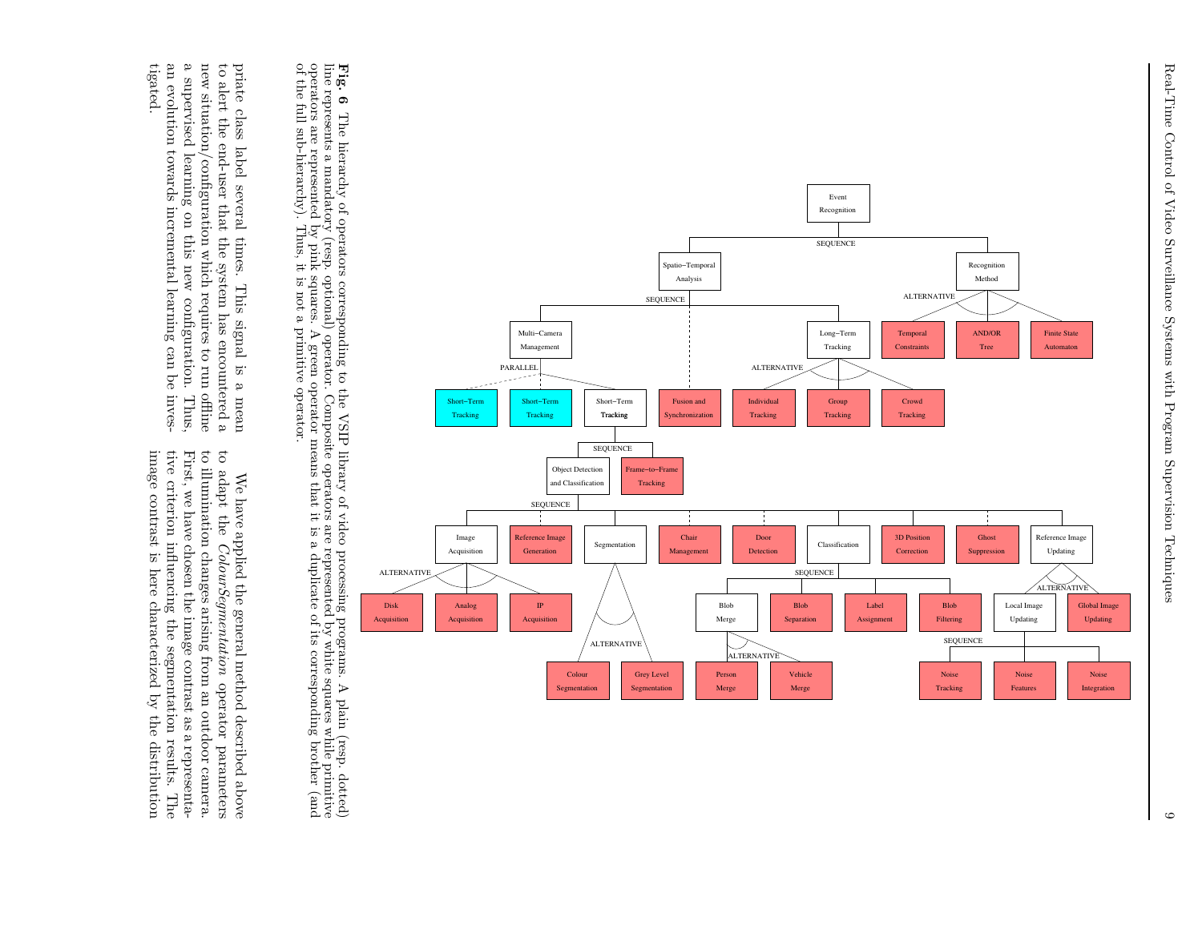**Fig. 6** The hierarchy of operators corresponding to the VSIP library of video processing programs. A plain (resp. dotted) line represents a mandatory (resp. optional) operator. Composite operators are represented by white squares while primitive operators are represented by pink squares. A green operator means that it is a duplicate of its corresponding brother (and of the full sub-hierarchy). Thus, it is not a primitive operator.

priate class label several times. This signal is a mean to alert the end-user that the system has encountered a new situation/configuration which requires to run offline a supervised learning on this new configuration. Thus, an evolution towards incremental learning can be investigated.

We have applied the general method described above to adapt the *ColourSegmentation* operator parameters to illumination changes arising from an outdoor camera. First, we have chosen the image contrast as a representative criterion influencing the segmentation results. The image contrast is here characterized by the distribution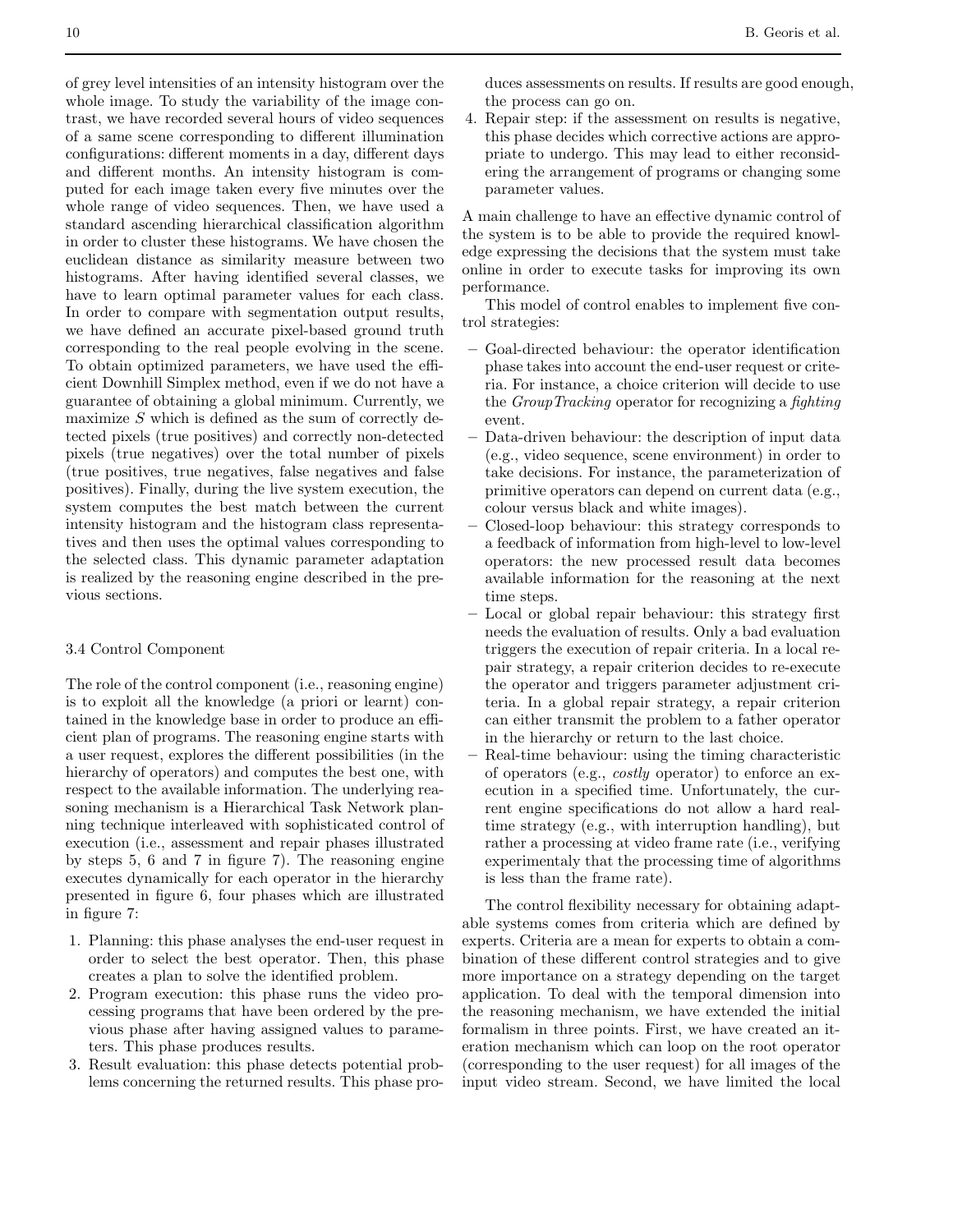of grey level intensities of an intensity histogram over the whole image. To study the variability of the image contrast, we have recorded several hours of video sequences of a same scene corresponding to different illumination configurations: different moments in a day, different days and different months. An intensity histogram is computed for each image taken every five minutes over the whole range of video sequences. Then, we have used a standard ascending hierarchical classification algorithm in order to cluster these histograms. We have chosen the euclidean distance as similarity measure between two histograms. After having identified several classes, we have to learn optimal parameter values for each class. In order to compare with segmentation output results, we have defined an accurate pixel-based ground truth corresponding to the real people evolving in the scene. To obtain optimized parameters, we have used the efficient Downhill Simplex method, even if we do not have a guarantee of obtaining a global minimum. Currently, we maximize $S$ which is defined as the sum of correctly detected pixels (true positives) and correctly non-detected pixels (true negatives) over the total number of pixels (true positives, true negatives, false negatives and false positives). Finally, during the live system execution, the system computes the best match between the current intensity histogram and the histogram class representatives and then uses the optimal values corresponding to the selected class. This dynamic parameter adaptation is realized by the reasoning engine described in the previous sections.

### 3.4 Control Component

The role of the control component (i.e., reasoning engine) is to exploit all the knowledge (a priori or learnt) contained in the knowledge base in order to produce an efficient plan of programs. The reasoning engine starts with a user request, explores the different possibilities (in the hierarchy of operators) and computes the best one, with respect to the available information. The underlying reasoning mechanism is a Hierarchical Task Network planning technique interleaved with sophisticated control of execution (i.e., assessment and repair phases illustrated by steps 5, 6 and 7 in figure 7). The reasoning engine executes dynamically for each operator in the hierarchy presented in figure 6, four phases which are illustrated in figure 7:

1. Planning: this phase analyses the end-user request in order to select the best operator. Then, this phase creates a plan to solve the identified problem.
2. Program execution: this phase runs the video processing programs that have been ordered by the previous phase after having assigned values to parameters. This phase produces results.
3. Result evaluation: this phase detects potential problems concerning the returned results. This phase produces assessments on results. If results are good enough, the process can go on.
4. Repair step: if the assessment on results is negative, this phase decides which corrective actions are appropriate to undergo. This may lead to either reconsidering the arrangement of programs or changing some parameter values.

A main challenge to have an effective dynamic control of the system is to be able to provide the required knowledge expressing the decisions that the system must take online in order to execute tasks for improving its own performance.

This model of control enables to implement five control strategies:

- Goal-directed behaviour: the operator identification phase takes into account the end-user request or criteria. For instance, a choice criterion will decide to use the *GroupTracking* operator for recognizing a *fighting* event.
- Data-driven behaviour: the description of input data (e.g., video sequence, scene environment) in order to take decisions. For instance, the parameterization of primitive operators can depend on current data (e.g., colour versus black and white images).
- Closed-loop behaviour: this strategy corresponds to a feedback of information from high-level to low-level operators: the new processed result data becomes available information for the reasoning at the next time steps.
- Local or global repair behaviour: this strategy first needs the evaluation of results. Only a bad evaluation triggers the execution of repair criteria. In a local repair strategy, a repair criterion decides to re-execute the operator and triggers parameter adjustment criteria. In a global repair strategy, a repair criterion can either transmit the problem to a father operator in the hierarchy or return to the last choice.
- Real-time behaviour: using the timing characteristic of operators (e.g., *costly* operator) to enforce an execution in a specified time. Unfortunately, the current engine specifications do not allow a hard real-time strategy (e.g., with interruption handling), but rather a processing at video frame rate (i.e., verifying experimentaly that the processing time of algorithms is less than the frame rate).

The control flexibility necessary for obtaining adaptable systems comes from criteria which are defined by experts. Criteria are a mean for experts to obtain a combination of these different control strategies and to give more importance on a strategy depending on the target application. To deal with the temporal dimension into the reasoning mechanism, we have extended the initial formalism in three points. First, we have created an iteration mechanism which can loop on the root operator (corresponding to the user request) for all images of the input video stream. Second, we have limited the local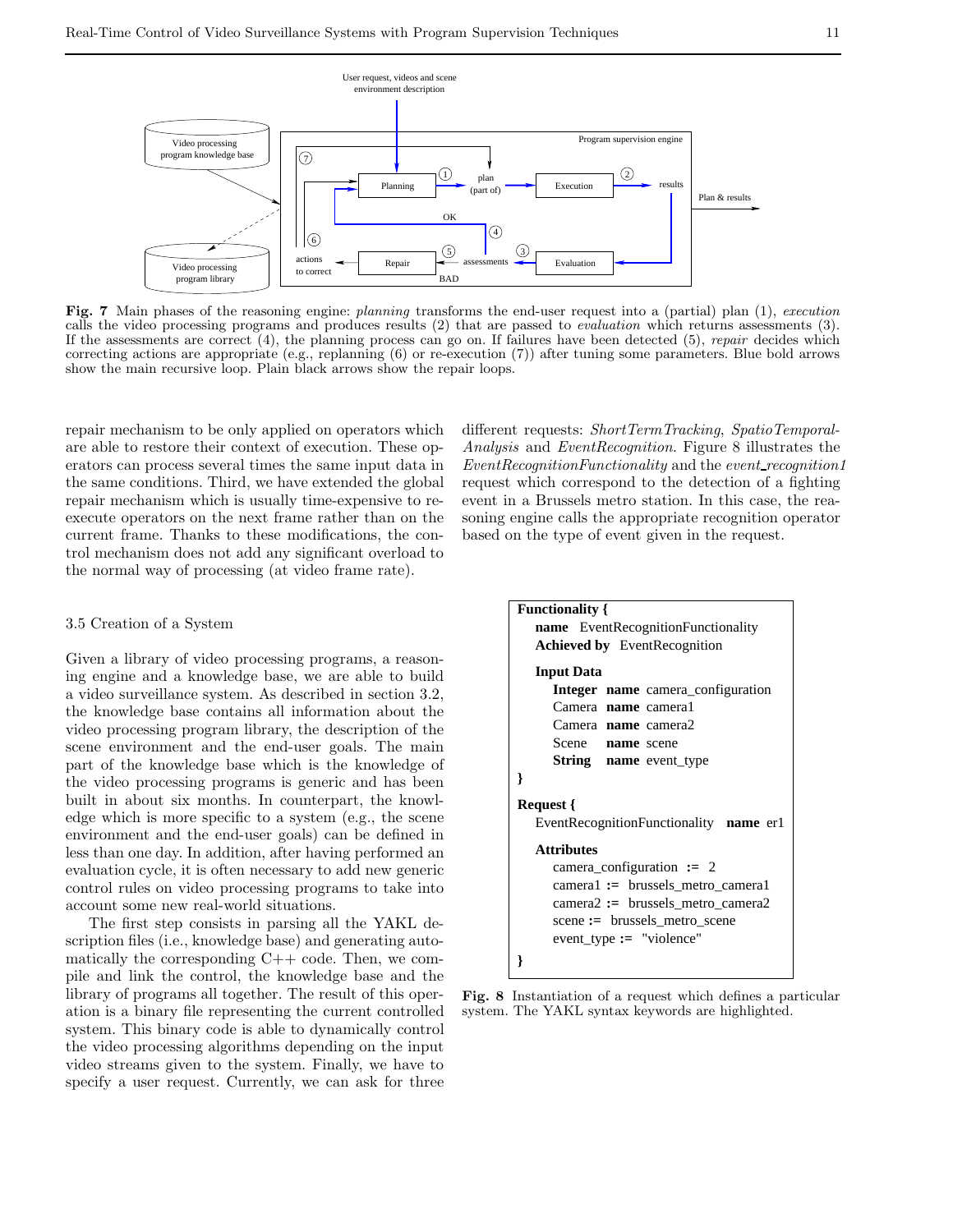User request, videos and scene environment description

Video processing program knowledge base

Video processing program library

Program supervision engine

Planning

plan (part of)

Execution

results

Plan & results

OK

Evaluation

assessments

Repair

actions to correct

BAD

1 2 3 4 5 6 7

**Fig. 7** Main phases of the reasoning engine: *planning* transforms the end-user request into a (partial) plan (1), *execution* calls the video processing programs and produces results (2) that are passed to *evaluation* which returns assessments (3). If the assessments are correct (4), the planning process can go on. If failures have been detected (5), *repair* decides which correcting actions are appropriate (e.g., replanning (6) or re-execution (7)) after tuning some parameters. Blue bold arrows show the main recursive loop. Plain black arrows show the repair loops.

repair mechanism to be only applied on operators which are able to restore their context of execution. These operators can process several times the same input data in the same conditions. Third, we have extended the global repair mechanism which is usually time-expensive to re-execute operators on the next frame rather than on the current frame. Thanks to these modifications, the control mechanism does not add any significant overload to the normal way of processing (at video frame rate).

### 3.5 Creation of a System

Given a library of video processing programs, a reasoning engine and a knowledge base, we are able to build a video surveillance system. As described in section 3.2, the knowledge base contains all information about the video processing program library, the description of the scene environment and the end-user goals. The main part of the knowledge base which is the knowledge of the video processing programs is generic and has been built in about six months. In counterpart, the knowledge which is more specific to a system (e.g., the scene environment and the end-user goals) can be defined in less than one day. In addition, after having performed an evaluation cycle, it is often necessary to add new generic control rules on video processing programs to take into account some new real-world situations.

The first step consists in parsing all the YAKL description files (i.e., knowledge base) and generating automatically the corresponding C++ code. Then, we compile and link the control, the knowledge base and the library of programs all together. The result of this operation is a binary file representing the current controlled system. This binary code is able to dynamically control the video processing algorithms depending on the input video streams given to the system. Finally, we have to specify a user request. Currently, we can ask for three different requests: *ShortTermTracking*, *SpatioTemporalAnalysis* and *EventRecognition*. Figure 8 illustrates the *EventRecognitionFunctionality* and the *event_recognition1* request which correspond to the detection of a fighting event in a Brussels metro station. In this case, the reasoning engine calls the appropriate recognition operator based on the type of event given in the request.

```
Functionality {
    name  EventRecognitionFunctionality
    Achieved by  EventRecognition

    Input Data
        Integer  name  camera_configuration
        Camera   name  camera1
        Camera   name  camera2
        Scene    name  scene
        String   name  event_type
}

Request {
    EventRecognitionFunctionality   name  er1

    Attributes
        camera_configuration  :=  2
        camera1 :=  brussels_metro_camera1
        camera2 :=  brussels_metro_camera2
        scene :=  brussels_metro_scene
        event_type :=  "violence"
}
```

**Fig. 8** Instantiation of a request which defines a particular system. The YAKL syntax keywords are highlighted.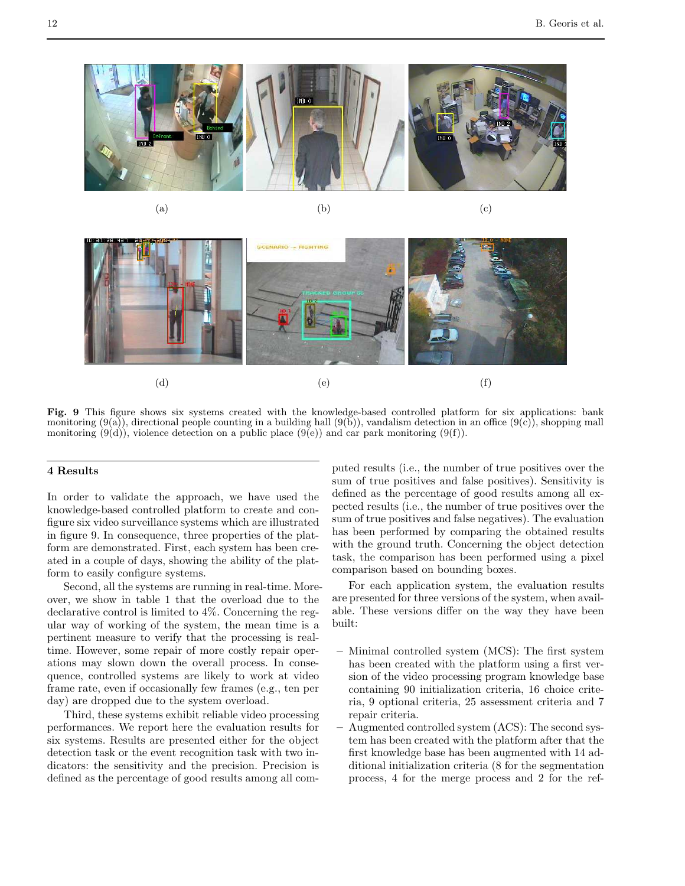(a) (b) (c)

(d) (e) (f)

**Fig. 9** This figure shows six systems created with the knowledge-based controlled platform for six applications: bank monitoring (9(a)), directional people counting in a building hall (9(b)), vandalism detection in an office (9(c)), shopping mall monitoring (9(d)), violence detection on a public place (9(e)) and car park monitoring (9(f)).

## 4 Results

In order to validate the approach, we have used the knowledge-based controlled platform to create and configure six video surveillance systems which are illustrated in figure 9. In consequence, three properties of the platform are demonstrated. First, each system has been created in a couple of days, showing the ability of the platform to easily configure systems.

Second, all the systems are running in real-time. Moreover, we show in table 1 that the overload due to the declarative control is limited to 4%. Concerning the regular way of working of the system, the mean time is a pertinent measure to verify that the processing is real-time. However, some repair of more costly repair operations may slown down the overall process. In consequence, controlled systems are likely to work at video frame rate, even if occasionally few frames (e.g., ten per day) are dropped due to the system overload.

Third, these systems exhibit reliable video processing performances. We report here the evaluation results for six systems. Results are presented either for the object detection task or the event recognition task with two indicators: the sensitivity and the precision. Precision is defined as the percentage of good results among all computed results (i.e., the number of true positives over the sum of true positives and false positives). Sensitivity is defined as the percentage of good results among all expected results (i.e., the number of true positives over the sum of true positives and false negatives). The evaluation has been performed by comparing the obtained results with the ground truth. Concerning the object detection task, the comparison has been performed using a pixel comparison based on bounding boxes.

For each application system, the evaluation results are presented for three versions of the system, when available. These versions differ on the way they have been built:

- Minimal controlled system (MCS): The first system has been created with the platform using a first version of the video processing program knowledge base containing 90 initialization criteria, 16 choice criteria, 9 optional criteria, 25 assessment criteria and 7 repair criteria.
- Augmented controlled system (ACS): The second system has been created with the platform after that the first knowledge base has been augmented with 14 additional initialization criteria (8 for the segmentation process, 4 for the merge process and 2 for the ref-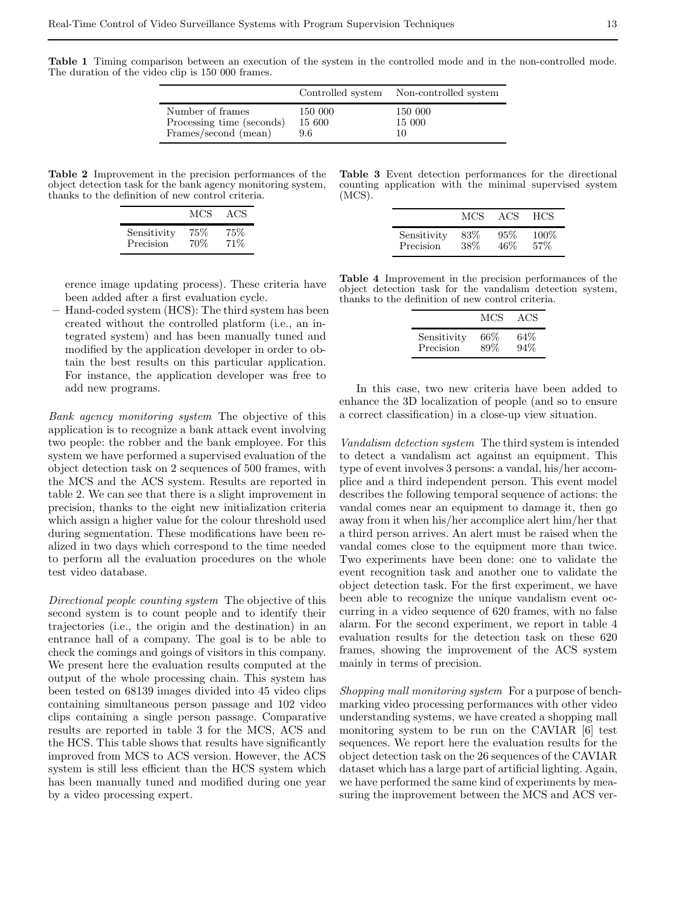**Table 1** Timing comparison between an execution of the system in the controlled mode and in the non-controlled mode. The duration of the video clip is 150 000 frames.

| | Controlled system | Non-controlled system |
|---|---|---|
| Number of frames | 150 000 | 150 000 |
| Processing time (seconds) | 15 600 | 15 000 |
| Frames/second (mean) | 9.6 | 10 |

**Table 2** Improvement in the precision performances of the object detection task for the bank agency monitoring system, thanks to the definition of new control criteria.

| | MCS | ACS |
|---|---|---|
| Sensitivity | 75% | 75% |
| Precision | 70% | 71% |

erence image updating process). These criteria have been added after a first evaluation cycle.

– Hand-coded system (HCS): The third system has been created without the controlled platform (i.e., an integrated system) and has been manually tuned and modified by the application developer in order to obtain the best results on this particular application. For instance, the application developer was free to add new programs.

*Bank agency monitoring system* The objective of this application is to recognize a bank attack event involving two people: the robber and the bank employee. For this system we have performed a supervised evaluation of the object detection task on 2 sequences of 500 frames, with the MCS and the ACS system. Results are reported in table 2. We can see that there is a slight improvement in precision, thanks to the eight new initialization criteria which assign a higher value for the colour threshold used during segmentation. These modifications have been realized in two days which correspond to the time needed to perform all the evaluation procedures on the whole test video database.

*Directional people counting system* The objective of this second system is to count people and to identify their trajectories (i.e., the origin and the destination) in an entrance hall of a company. The goal is to be able to check the comings and goings of visitors in this company. We present here the evaluation results computed at the output of the whole processing chain. This system has been tested on 68139 images divided into 45 video clips containing simultaneous person passage and 102 video clips containing a single person passage. Comparative results are reported in table 3 for the MCS, ACS and the HCS. This table shows that results have significantly improved from MCS to ACS version. However, the ACS system is still less efficient than the HCS system which has been manually tuned and modified during one year by a video processing expert.

**Table 3** Event detection performances for the directional counting application with the minimal supervised system (MCS).

| | MCS | ACS | HCS |
|---|---|---|---|
| Sensitivity | 83% | 95% | 100% |
| Precision | 38% | 46% | 57% |

**Table 4** Improvement in the precision performances of the object detection task for the vandalism detection system, thanks to the definition of new control criteria.

| | MCS | ACS |
|---|---|---|
| Sensitivity | 66% | 64% |
| Precision | 89% | 94% |

In this case, two new criteria have been added to enhance the 3D localization of people (and so to ensure a correct classification) in a close-up view situation.

*Vandalism detection system* The third system is intended to detect a vandalism act against an equipment. This type of event involves 3 persons: a vandal, his/her accomplice and a third independent person. This event model describes the following temporal sequence of actions: the vandal comes near an equipment to damage it, then go away from it when his/her accomplice alert him/her that a third person arrives. An alert must be raised when the vandal comes close to the equipment more than twice. Two experiments have been done: one to validate the event recognition task and another one to validate the object detection task. For the first experiment, we have been able to recognize the unique vandalism event occurring in a video sequence of 620 frames, with no false alarm. For the second experiment, we report in table 4 evaluation results for the detection task on these 620 frames, showing the improvement of the ACS system mainly in terms of precision.

*Shopping mall monitoring system* For a purpose of benchmarking video processing performances with other video understanding systems, we have created a shopping mall monitoring system to be run on the CAVIAR [6] test sequences. We report here the evaluation results for the object detection task on the 26 sequences of the CAVIAR dataset which has a large part of artificial lighting. Again, we have performed the same kind of experiments by measuring the improvement between the MCS and ACS ver-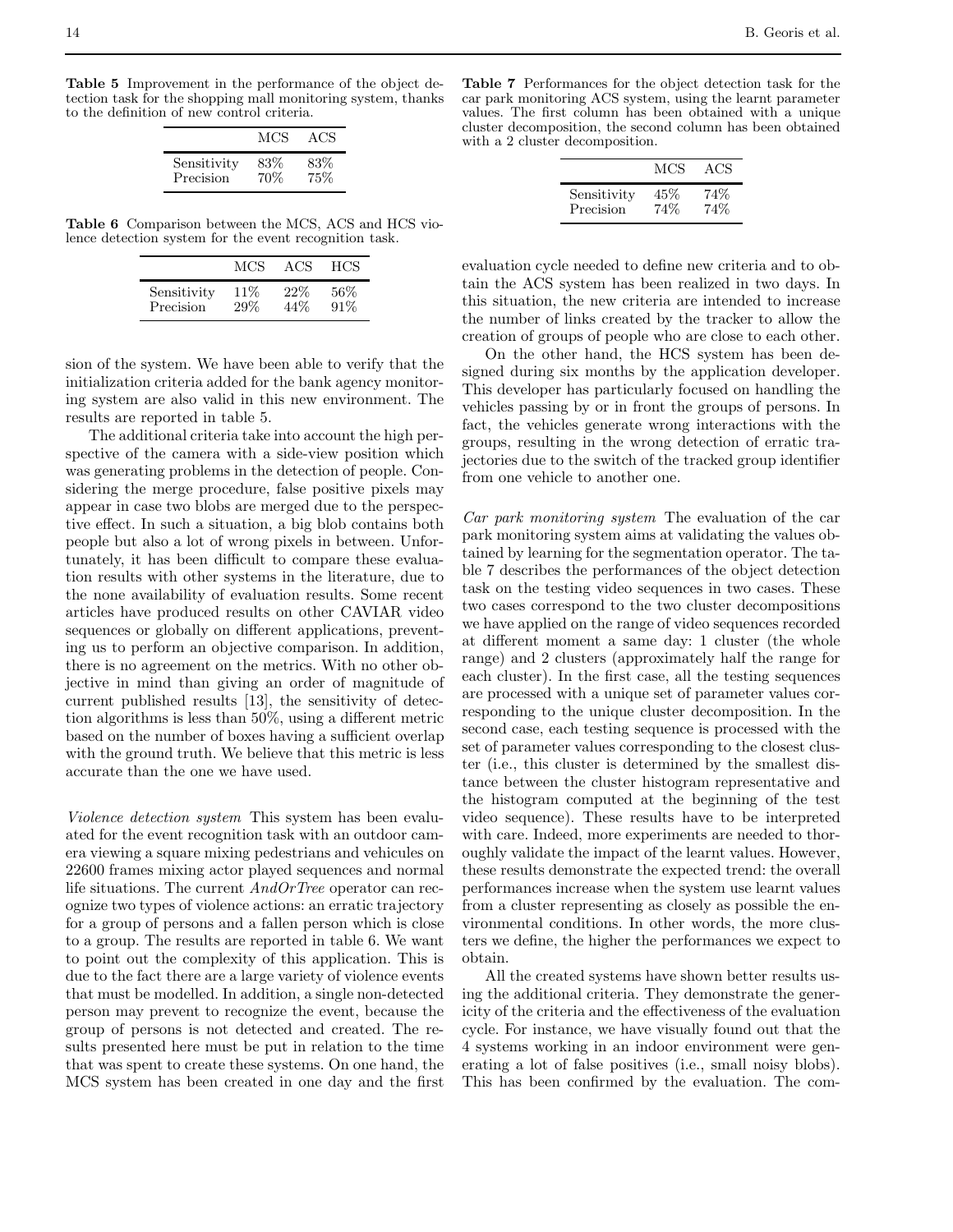**Table 5** Improvement in the performance of the object detection task for the shopping mall monitoring system, thanks to the definition of new control criteria.

| | MCS | ACS |
|---|---|---|
| Sensitivity | 83% | 83% |
| Precision | 70% | 75% |

**Table 6** Comparison between the MCS, ACS and HCS violence detection system for the event recognition task.

| | MCS | ACS | HCS |
|---|---|---|---|
| Sensitivity | 11% | 22% | 56% |
| Precision | 29% | 44% | 91% |

sion of the system. We have been able to verify that the initialization criteria added for the bank agency monitoring system are also valid in this new environment. The results are reported in table 5.

The additional criteria take into account the high perspective of the camera with a side-view position which was generating problems in the detection of people. Considering the merge procedure, false positive pixels may appear in case two blobs are merged due to the perspective effect. In such a situation, a big blob contains both people but also a lot of wrong pixels in between. Unfortunately, it has been difficult to compare these evaluation results with other systems in the literature, due to the none availability of evaluation results. Some recent articles have produced results on other CAVIAR video sequences or globally on different applications, preventing us to perform an objective comparison. In addition, there is no agreement on the metrics. With no other objective in mind than giving an order of magnitude of current published results [13], the sensitivity of detection algorithms is less than 50%, using a different metric based on the number of boxes having a sufficient overlap with the ground truth. We believe that this metric is less accurate than the one we have used.

*Violence detection system* This system has been evaluated for the event recognition task with an outdoor camera viewing a square mixing pedestrians and vehicules on 22600 frames mixing actor played sequences and normal life situations. The current *AndOrTree* operator can recognize two types of violence actions: an erratic trajectory for a group of persons and a fallen person which is close to a group. The results are reported in table 6. We want to point out the complexity of this application. This is due to the fact there are a large variety of violence events that must be modelled. In addition, a single non-detected person may prevent to recognize the event, because the group of persons is not detected and created. The results presented here must be put in relation to the time that was spent to create these systems. On one hand, the MCS system has been created in one day and the first evaluation cycle needed to define new criteria and to obtain the ACS system has been realized in two days. In this situation, the new criteria are intended to increase the number of links created by the tracker to allow the creation of groups of people who are close to each other.

On the other hand, the HCS system has been designed during six months by the application developer. This developer has particularly focused on handling the vehicles passing by or in front the groups of persons. In fact, the vehicles generate wrong interactions with the groups, resulting in the wrong detection of erratic trajectories due to the switch of the tracked group identifier from one vehicle to another one.

**Table 7** Performances for the object detection task for the car park monitoring ACS system, using the learnt parameter values. The first column has been obtained with a unique cluster decomposition, the second column has been obtained with a 2 cluster decomposition.

| | MCS | ACS |
|---|---|---|
| Sensitivity | 45% | 74% |
| Precision | 74% | 74% |

*Car park monitoring system* The evaluation of the car park monitoring system aims at validating the values obtained by learning for the segmentation operator. The table 7 describes the performances of the object detection task on the testing video sequences in two cases. These two cases correspond to the two cluster decompositions we have applied on the range of video sequences recorded at different moment a same day: 1 cluster (the whole range) and 2 clusters (approximately half the range for each cluster). In the first case, all the testing sequences are processed with a unique set of parameter values corresponding to the unique cluster decomposition. In the second case, each testing sequence is processed with the set of parameter values corresponding to the closest cluster (i.e., this cluster is determined by the smallest distance between the cluster histogram representative and the histogram computed at the beginning of the test video sequence). These results have to be interpreted with care. Indeed, more experiments are needed to thoroughly validate the impact of the learnt values. However, these results demonstrate the expected trend: the overall performances increase when the system use learnt values from a cluster representing as closely as possible the environmental conditions. In other words, the more clusters we define, the higher the performances we expect to obtain.

All the created systems have shown better results using the additional criteria. They demonstrate the genericity of the criteria and the effectiveness of the evaluation cycle. For instance, we have visually found out that the 4 systems working in an indoor environment were generating a lot of false positives (i.e., small noisy blobs). This has been confirmed by the evaluation. The com-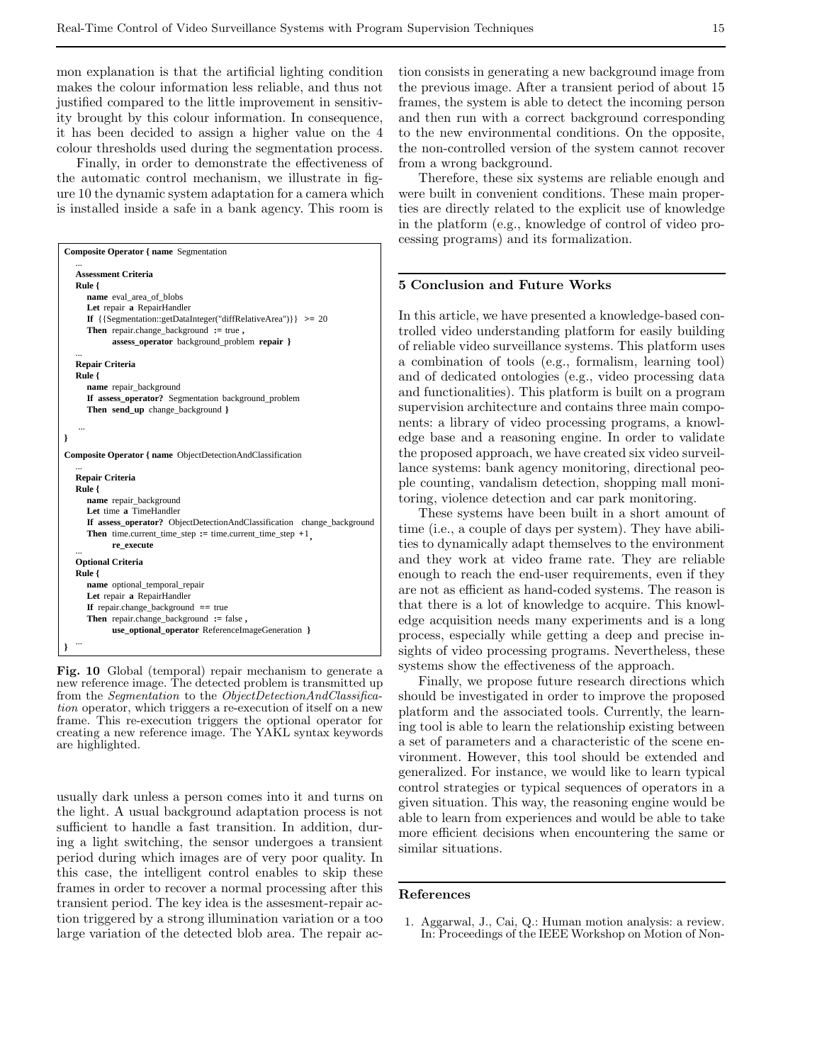mon explanation is that the artificial lighting condition makes the colour information less reliable, and thus not justified compared to the little improvement in sensitivity brought by this colour information. In consequence, it has been decided to assign a higher value on the 4 colour thresholds used during the segmentation process.

Finally, in order to demonstrate the effectiveness of the automatic control mechanism, we illustrate in figure 10 the dynamic system adaptation for a camera which is installed inside a safe in a bank agency. This room is usually dark unless a person comes into it and turns on the light. A usual background adaptation process is not sufficient to handle a fast transition. In addition, during a light switching, the sensor undergoes a transient period during which images are of very poor quality. In this case, the intelligent control enables to skip these frames in order to recover a normal processing after this transient period. The key idea is the assesment-repair action triggered by a strong illumination variation or a too large variation of the detected blob area. The repair action consists in generating a new background image from the previous image. After a transient period of about 15 frames, the system is able to detect the incoming person and then run with a correct background corresponding to the new environmental conditions. On the opposite, the non-controlled version of the system cannot recover from a wrong background.

```
Composite Operator { name Segmentation
   ...
   Assessment Criteria
   Rule {
      name eval_area_of_blobs
      Let repair a RepairHandler
      If {{Segmentation::getDataInteger("diffRelativeArea")}} >= 20
      Then repair.change_background := true ,
            assess_operator background_problem repair }
   ...
   Repair Criteria
   Rule {
      name repair_background
      If assess_operator? Segmentation background_problem
      Then send_up change_background }

   ...
}
Composite Operator { name ObjectDetectionAndClassification
   ...
   Repair Criteria
   Rule {
      name repair_background
      Let time a TimeHandler
      If assess_operator? ObjectDetectionAndClassification change_background
      Then time.current_time_step := time.current_time_step +1,
            re_execute
   ...
   Optional Criteria
   Rule {
      name optional_temporal_repair
      Let repair a RepairHandler
      If repair.change_background == true
      Then repair.change_background := false ,
            use_optional_operator ReferenceImageGeneration }
   ...
}
```

**Fig. 10** Global (temporal) repair mechanism to generate a new reference image. The detected problem is transmitted up from the *Segmentation* to the *ObjectDetectionAndClassification* operator, which triggers a re-execution of itself on a new frame. This re-execution triggers the optional operator for creating a new reference image. The YAKL syntax keywords are highlighted.

Therefore, these six systems are reliable enough and were built in convenient conditions. These main properties are directly related to the explicit use of knowledge in the platform (e.g., knowledge of control of video processing programs) and its formalization.

## 5 Conclusion and Future Works

In this article, we have presented a knowledge-based controlled video understanding platform for easily building of reliable video surveillance systems. This platform uses a combination of tools (e.g., formalism, learning tool) and of dedicated ontologies (e.g., video processing data and functionalities). This platform is built on a program supervision architecture and contains three main components: a library of video processing programs, a knowledge base and a reasoning engine. In order to validate the proposed approach, we have created six video surveillance systems: bank agency monitoring, directional people counting, vandalism detection, shopping mall monitoring, violence detection and car park monitoring.

These systems have been built in a short amount of time (i.e., a couple of days per system). They have abilities to dynamically adapt themselves to the environment and they work at video frame rate. They are reliable enough to reach the end-user requirements, even if they are not as efficient as hand-coded systems. The reason is that there is a lot of knowledge to acquire. This knowledge acquisition needs many experiments and is a long process, especially while getting a deep and precise insights of video processing programs. Nevertheless, these systems show the effectiveness of the approach.

Finally, we propose future research directions which should be investigated in order to improve the proposed platform and the associated tools. Currently, the learning tool is able to learn the relationship existing between a set of parameters and a characteristic of the scene environment. However, this tool should be extended and generalized. For instance, we would like to learn typical control strategies or typical sequences of operators in a given situation. This way, the reasoning engine would be able to learn from experiences and would be able to take more efficient decisions when encountering the same or similar situations.

## References

1. Aggarwal, J., Cai, Q.: Human motion analysis: a review. In: Proceedings of the IEEE Workshop on Motion of Non-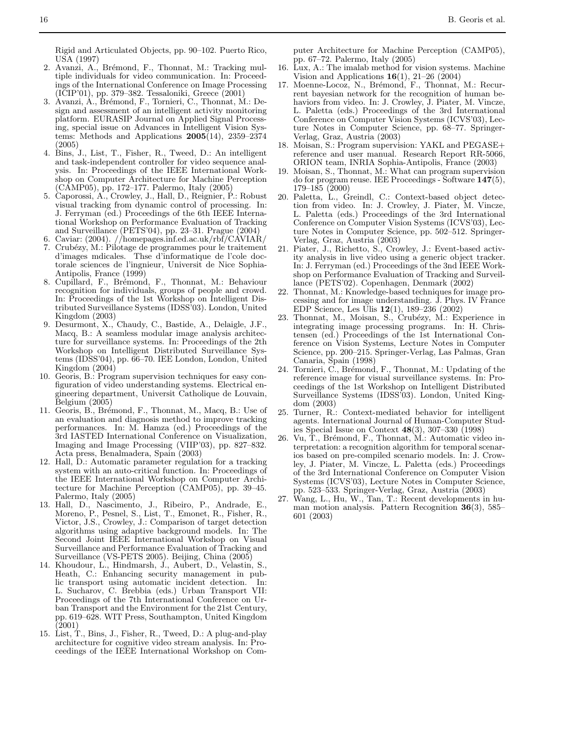Rigid and Articulated Objects, pp. 90–102. Puerto Rico, USA (1997)

2. Avanzi, A., Brémond, F., Thonnat, M.: Tracking multiple individuals for video communication. In: Proceedings of the International Conference on Image Processing (ICIP'01), pp. 379–382. Tessaloniki, Greece (2001)
3. Avanzi, A., Brémond, F., Tornieri, C., Thonnat, M.: Design and assessment of an intelligent activity monitoring platform. EURASIP Journal on Applied Signal Processing, special issue on Advances in Intelligent Vision Systems: Methods and Applications **2005**(14), 2359–2374 (2005)
4. Bins, J., List, T., Fisher, R., Tweed, D.: An intelligent and task-independent controller for video sequence analysis. In: Proceedings of the IEEE International Workshop on Computer Architecture for Machine Perception (CAMP05), pp. 172–177. Palermo, Italy (2005)
5. Caporossi, A., Crowley, J., Hall, D., Reignier, P.: Robust visual tracking from dynamic control of processing. In: J. Ferryman (ed.) Proceedings of the 6th IEEE International Workshop on Performance Evaluation of Tracking and Surveillance (PETS'04), pp. 23–31. Prague (2004)
6. Caviar: (2004). //homepages.inf.ed.ac.uk/rbf/CAVIAR/
7. Crubézy, M.: Pilotage de programmes pour le traitement d'images mdicales. Thse d'informatique de l'cole doctorale sciences de l'ingnieur, Universit de Nice Sophia-Antipolis, France (1999)
8. Cupillard, F., Brémond, F., Thonnat, M.: Behaviour recognition for individuals, groups of people and crowd. In: Proceedings of the 1st Workshop on Intelligent Distributed Surveillance Systems (IDSS'03). London, United Kingdom (2003)
9. Desurmont, X., Chaudy, C., Bastide, A., Delaigle, J.F., Macq, B.: A seamless modular image analysis architecture for surveillance systems. In: Proceedings of the 2th Workshop on Intelligent Distributed Surveillance Systems (IDSS'04), pp. 66–70. IEE London, London, United Kingdom (2004)
10. Georis, B.: Program supervision techniques for easy configuration of video understanding systems. Electrical engineering department, Universit Catholique de Louvain, Belgium (2005)
11. Georis, B., Brémond, F., Thonnat, M., Macq, B.: Use of an evaluation and diagnosis method to improve tracking performances. In: M. Hamza (ed.) Proceedings of the 3rd IASTED International Conference on Visualization, Imaging and Image Processing (VIIP'03), pp. 827–832. Acta press, Benalmadera, Spain (2003)
12. Hall, D.: Automatic parameter regulation for a tracking system with an auto-critical function. In: Proceedings of the IEEE International Workshop on Computer Architecture for Machine Perception (CAMP05), pp. 39–45. Palermo, Italy (2005)
13. Hall, D., Nascimento, J., Ribeiro, P., Andrade, E., Moreno, P., Pesnel, S., List, T., Emonet, R., Fisher, R., Victor, J.S., Crowley, J.: Comparison of target detection algorithms using adaptive background models. In: The Second Joint IEEE International Workshop on Visual Surveillance and Performance Evaluation of Tracking and Surveillance (VS-PETS 2005). Beijing, China (2005)
14. Khoudour, L., Hindmarsh, J., Aubert, D., Velastin, S., Heath, C.: Enhancing security management in public transport using automatic incident detection. In: L. Sucharov, C. Brebbia (eds.) Urban Transport VII: Proceedings of the 7th International Conference on Urban Transport and the Environment for the 21st Century, pp. 619–628. WIT Press, Southampton, United Kingdom (2001)
15. List, T., Bins, J., Fisher, R., Tweed, D.: A plug-and-play architecture for cognitive video stream analysis. In: Proceedings of the IEEE International Workshop on Computer Architecture for Machine Perception (CAMP05), pp. 67–72. Palermo, Italy (2005)
16. Lux, A.: The imalab method for vision systems. Machine Vision and Applications **16**(1), 21–26 (2004)
17. Moenne-Locoz, N., Brémond, F., Thonnat, M.: Recurrent bayesian network for the recognition of human behaviors from video. In: J. Crowley, J. Piater, M. Vincze, L. Paletta (eds.) Proceedings of the 3rd International Conference on Computer Vision Systems (ICVS'03), Lecture Notes in Computer Science, pp. 68–77. Springer-Verlag, Graz, Austria (2003)
18. Moisan, S.: Program supervision: YAKL and PEGASE+ reference and user manual. Research Report RR-5066, ORION team, INRIA Sophia-Antipolis, France (2003)
19. Moisan, S., Thonnat, M.: What can program supervision do for program reuse. IEE Proceedings - Software **147**(5), 179–185 (2000)
20. Paletta, L., Greindl, C.: Context-based object detection from video. In: J. Crowley, J. Piater, M. Vincze, L. Paletta (eds.) Proceedings of the 3rd International Conference on Computer Vision Systems (ICVS'03), Lecture Notes in Computer Science, pp. 502–512. Springer-Verlag, Graz, Austria (2003)
21. Piater, J., Richetto, S., Crowley, J.: Event-based activity analysis in live video using a generic object tracker. In: J. Ferryman (ed.) Proceedings of the 3nd IEEE Workshop on Performance Evaluation of Tracking and Surveillance (PETS'02). Copenhagen, Denmark (2002)
22. Thonnat, M.: Knowledge-based techniques for image processing and for image understanding. J. Phys. IV France EDP Science, Les Ulis **12**(1), 189–236 (2002)
23. Thonnat, M., Moisan, S., Crubézy, M.: Experience in integrating image processing programs. In: H. Christensen (ed.) Proceedings of the 1st International Conference on Vision Systems, Lecture Notes in Computer Science, pp. 200–215. Springer-Verlag, Las Palmas, Gran Canaria, Spain (1998)
24. Tornieri, C., Brémond, F., Thonnat, M.: Updating of the reference image for visual surveillance systems. In: Proceedings of the 1st Workshop on Intelligent Distributed Surveillance Systems (IDSS'03). London, United Kingdom (2003)
25. Turner, R.: Context-mediated behavior for intelligent agents. International Journal of Human-Computer Studies Special Issue on Context **48**(3), 307–330 (1998)
26. Vu, T., Brémond, F., Thonnat, M.: Automatic video interpretation: a recognition algorithm for temporal scenarios based on pre-compiled scenario models. In: J. Crowley, J. Piater, M. Vincze, L. Paletta (eds.) Proceedings of the 3rd International Conference on Computer Vision Systems (ICVS'03), Lecture Notes in Computer Science, pp. 523–533. Springer-Verlag, Graz, Austria (2003)
27. Wang, L., Hu, W., Tan, T.: Recent developments in human motion analysis. Pattern Recognition **36**(3), 585–601 (2003)